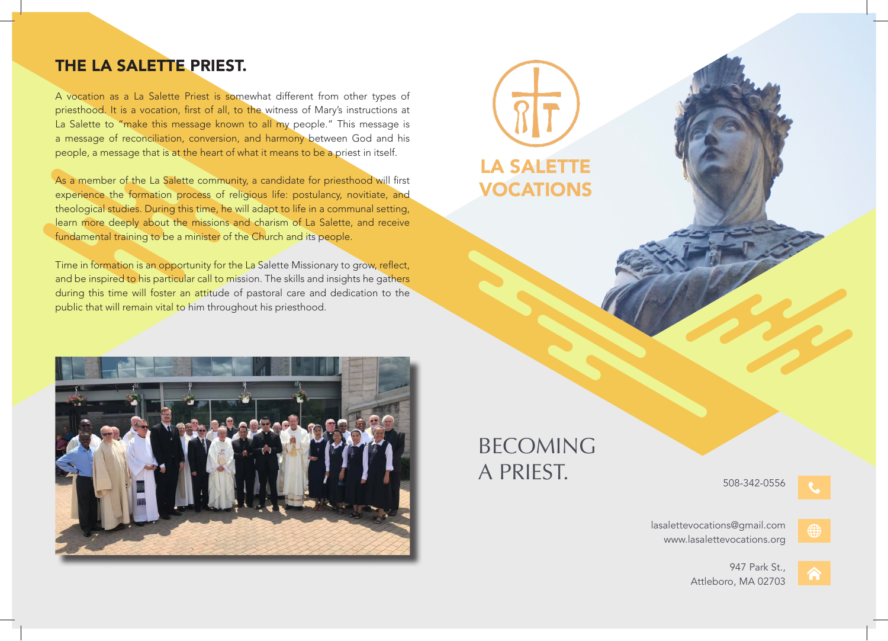## THE LA SALETTE PRIEST.

A vocation as a La Salette Priest is somewhat different from other types of priesthood. It is a vocation, first of all, to the witness of Mary's instructions at La Salette to "make this message known to all my people." This message is a message of reconciliation, conversion, and harmony between God and his people, a message that is at the heart of what it means to be a priest in itself.

As a member of the La Salette community, a candidate for priesthood will first experience the formation process of religious life: postulancy, novitiate, and theological studies. During this time, he will adapt to life in a communal setting, learn more deeply about the missions and charism of La Salette, and receive fundamental training to be a minister of the Church and its people.

Time in formation is an opportunity for the La Salette Missionary to grow, reflect, and be inspired to his particular call to mission. The skills and insights he gathers during this time will foster an attitude of pastoral care and dedication to the public that will remain vital to him throughout his priesthood.

# LA SALETTE VOCATIONS

# BECOMING A PRIEST.

508-342-0556

lasalettevocations@gmail.com
www.lasalettevocations.org

947 Park St.,
Attleboro, MA 02703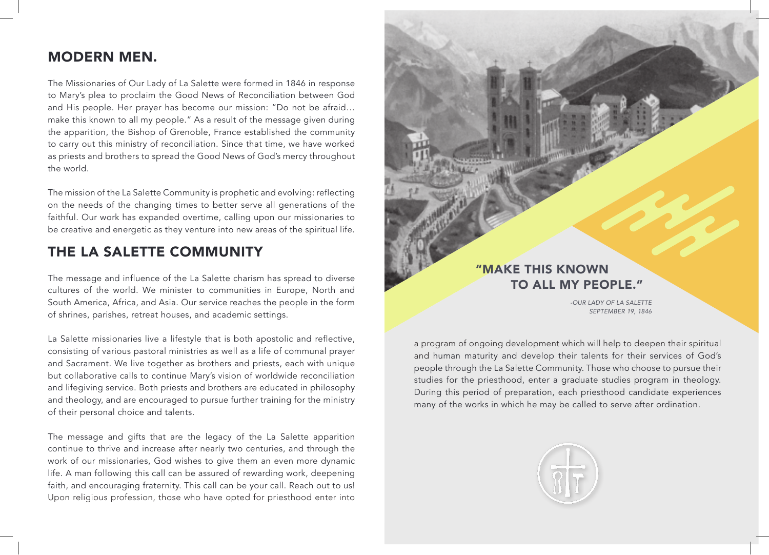## MODERN MEN.

The Missionaries of Our Lady of La Salette were formed in 1846 in response to Mary's plea to proclaim the Good News of Reconciliation between God and His people. Her prayer has become our mission: "Do not be afraid… make this known to all my people." As a result of the message given during the apparition, the Bishop of Grenoble, France established the community to carry out this ministry of reconciliation. Since that time, we have worked as priests and brothers to spread the Good News of God's mercy throughout the world.

The mission of the La Salette Community is prophetic and evolving: reflecting on the needs of the changing times to better serve all generations of the faithful. Our work has expanded overtime, calling upon our missionaries to be creative and energetic as they venture into new areas of the spiritual life.

## THE LA SALETTE COMMUNITY

The message and influence of the La Salette charism has spread to diverse cultures of the world. We minister to communities in Europe, North and South America, Africa, and Asia. Our service reaches the people in the form of shrines, parishes, retreat houses, and academic settings.

La Salette missionaries live a lifestyle that is both apostolic and reflective, consisting of various pastoral ministries as well as a life of communal prayer and Sacrament. We live together as brothers and priests, each with unique but collaborative calls to continue Mary's vision of worldwide reconciliation and lifegiving service. Both priests and brothers are educated in philosophy and theology, and are encouraged to pursue further training for the ministry of their personal choice and talents.

The message and gifts that are the legacy of the La Salette apparition continue to thrive and increase after nearly two centuries, and through the work of our missionaries, God wishes to give them an even more dynamic life. A man following this call can be assured of rewarding work, deepening faith, and encouraging fraternity. This call can be your call. Reach out to us! Upon religious profession, those who have opted for priesthood enter into a program of ongoing development which will help to deepen their spiritual and human maturity and develop their talents for their services of God's people through the La Salette Community. Those who choose to pursue their studies for the priesthood, enter a graduate studies program in theology. During this period of preparation, each priesthood candidate experiences many of the works in which he may be called to serve after ordination.

### "MAKE THIS KNOWN TO ALL MY PEOPLE."

*-OUR LADY OF LA SALETTE SEPTEMBER 19, 1846*